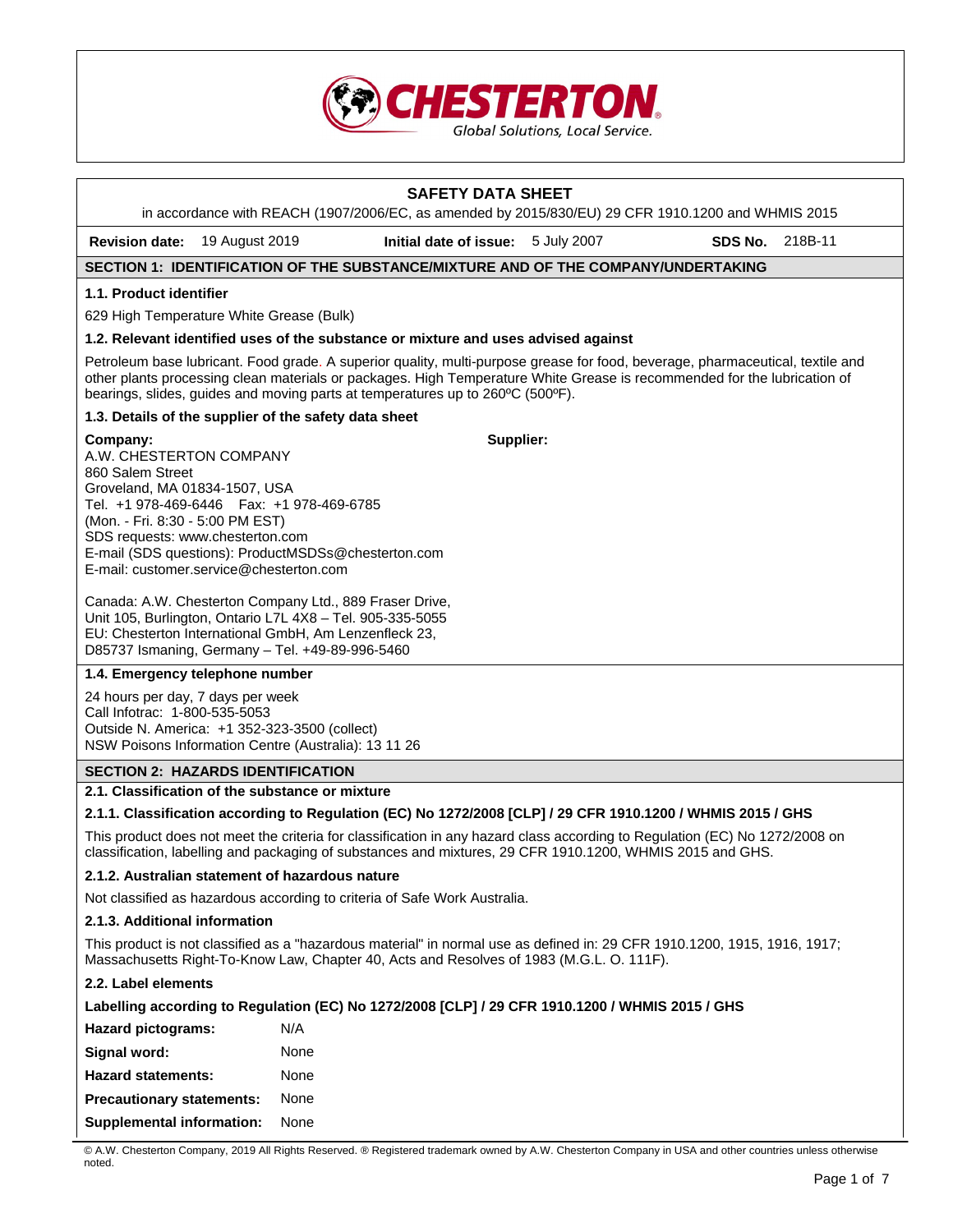CHESTERTON
Global Solutions, Local Service.

# SAFETY DATA SHEET

in accordance with REACH (1907/2006/EC, as amended by 2015/830/EU) 29 CFR 1910.1200 and WHMIS 2015

**Revision date:** 19 August 2019 **Initial date of issue:** 5 July 2007 **SDS No.** 218B-11

## SECTION 1: IDENTIFICATION OF THE SUBSTANCE/MIXTURE AND OF THE COMPANY/UNDERTAKING

### 1.1. Product identifier

629 High Temperature White Grease (Bulk)

### 1.2. Relevant identified uses of the substance or mixture and uses advised against

Petroleum base lubricant. Food grade. A superior quality, multi-purpose grease for food, beverage, pharmaceutical, textile and other plants processing clean materials or packages. High Temperature White Grease is recommended for the lubrication of bearings, slides, guides and moving parts at temperatures up to 260ºC (500ºF).

### 1.3. Details of the supplier of the safety data sheet

**Company:**
A.W. CHESTERTON COMPANY
860 Salem Street
Groveland, MA 01834-1507, USA
Tel. +1 978-469-6446 Fax: +1 978-469-6785
(Mon. - Fri. 8:30 - 5:00 PM EST)
SDS requests: www.chesterton.com
E-mail (SDS questions): ProductMSDSs@chesterton.com
E-mail: customer.service@chesterton.com

Canada: A.W. Chesterton Company Ltd., 889 Fraser Drive, Unit 105, Burlington, Ontario L7L 4X8 – Tel. 905-335-5055
EU: Chesterton International GmbH, Am Lenzenfleck 23, D85737 Ismaning, Germany – Tel. +49-89-996-5460

**Supplier:**

### 1.4. Emergency telephone number

24 hours per day, 7 days per week
Call Infotrac: 1-800-535-5053
Outside N. America: +1 352-323-3500 (collect)
NSW Poisons Information Centre (Australia): 13 11 26

## SECTION 2: HAZARDS IDENTIFICATION

### 2.1. Classification of the substance or mixture

#### 2.1.1. Classification according to Regulation (EC) No 1272/2008 [CLP] / 29 CFR 1910.1200 / WHMIS 2015 / GHS

This product does not meet the criteria for classification in any hazard class according to Regulation (EC) No 1272/2008 on classification, labelling and packaging of substances and mixtures, 29 CFR 1910.1200, WHMIS 2015 and GHS.

#### 2.1.2. Australian statement of hazardous nature

Not classified as hazardous according to criteria of Safe Work Australia.

#### 2.1.3. Additional information

This product is not classified as a "hazardous material" in normal use as defined in: 29 CFR 1910.1200, 1915, 1916, 1917; Massachusetts Right-To-Know Law, Chapter 40, Acts and Resolves of 1983 (M.G.L. O. 111F).

### 2.2. Label elements

**Labelling according to Regulation (EC) No 1272/2008 [CLP] / 29 CFR 1910.1200 / WHMIS 2015 / GHS**

**Hazard pictograms:** N/A

**Signal word:** None

**Hazard statements:** None

**Precautionary statements:** None

**Supplemental information:** None

© A.W. Chesterton Company, 2019 All Rights Reserved. ® Registered trademark owned by A.W. Chesterton Company in USA and other countries unless otherwise noted.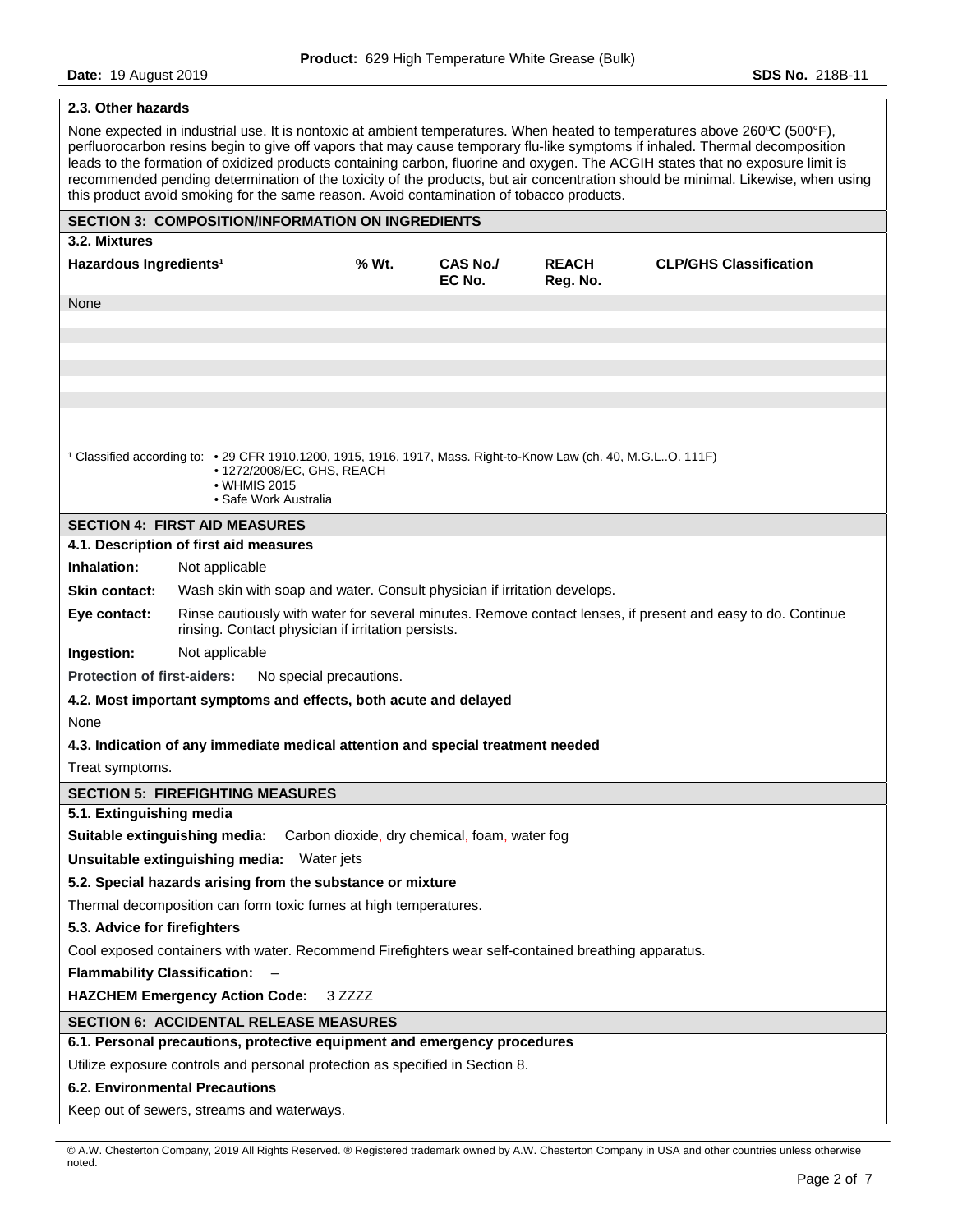### 2.3. Other hazards

None expected in industrial use. It is nontoxic at ambient temperatures. When heated to temperatures above 260ºC (500°F), perfluorocarbon resins begin to give off vapors that may cause temporary flu-like symptoms if inhaled. Thermal decomposition leads to the formation of oxidized products containing carbon, fluorine and oxygen. The ACGIH states that no exposure limit is recommended pending determination of the toxicity of the products, but air concentration should be minimal. Likewise, when using this product avoid smoking for the same reason. Avoid contamination of tobacco products.

## SECTION 3: COMPOSITION/INFORMATION ON INGREDIENTS

### 3.2. Mixtures

| Hazardous Ingredients[1] | % Wt. | CAS No./ EC No. | REACH Reg. No. | CLP/GHS Classification |
|---|---|---|---|---|
| None | | | | |

[1] Classified according to:
- 29 CFR 1910.1200, 1915, 1916, 1917, Mass. Right-to-Know Law (ch. 40, M.G.L..O. 111F)
- 1272/2008/EC, GHS, REACH
- WHMIS 2015
- Safe Work Australia

## SECTION 4: FIRST AID MEASURES

### 4.1. Description of first aid measures

**Inhalation:** Not applicable

**Skin contact:** Wash skin with soap and water. Consult physician if irritation develops.

**Eye contact:** Rinse cautiously with water for several minutes. Remove contact lenses, if present and easy to do. Continue rinsing. Contact physician if irritation persists.

**Ingestion:** Not applicable

**Protection of first-aiders:** No special precautions.

### 4.2. Most important symptoms and effects, both acute and delayed

None

### 4.3. Indication of any immediate medical attention and special treatment needed

Treat symptoms.

## SECTION 5: FIREFIGHTING MEASURES

### 5.1. Extinguishing media

**Suitable extinguishing media:** Carbon dioxide, dry chemical, foam, water fog

**Unsuitable extinguishing media:** Water jets

### 5.2. Special hazards arising from the substance or mixture

Thermal decomposition can form toxic fumes at high temperatures.

### 5.3. Advice for firefighters

Cool exposed containers with water. Recommend Firefighters wear self-contained breathing apparatus.

**Flammability Classification:** –

**HAZCHEM Emergency Action Code:** 3 ZZZZ

## SECTION 6: ACCIDENTAL RELEASE MEASURES

### 6.1. Personal precautions, protective equipment and emergency procedures

Utilize exposure controls and personal protection as specified in Section 8.

### 6.2. Environmental Precautions

Keep out of sewers, streams and waterways.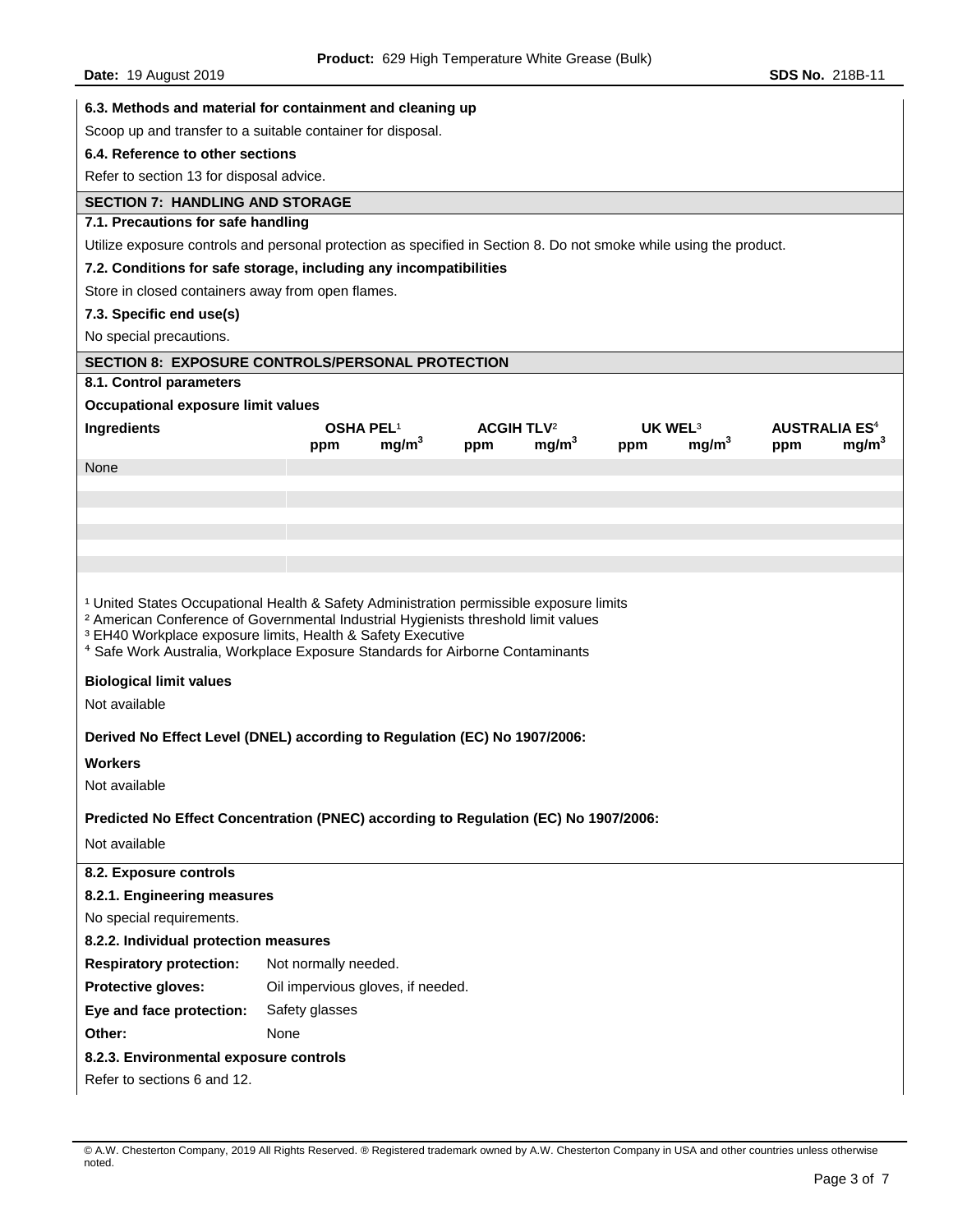**6.3. Methods and material for containment and cleaning up**

Scoop up and transfer to a suitable container for disposal.

**6.4. Reference to other sections**

Refer to section 13 for disposal advice.

## SECTION 7: HANDLING AND STORAGE

**7.1. Precautions for safe handling**

Utilize exposure controls and personal protection as specified in Section 8. Do not smoke while using the product.

**7.2. Conditions for safe storage, including any incompatibilities**

Store in closed containers away from open flames.

**7.3. Specific end use(s)**

No special precautions.

## SECTION 8: EXPOSURE CONTROLS/PERSONAL PROTECTION

**8.1. Control parameters**

**Occupational exposure limit values**

| Ingredients | OSHA PEL[1] | | ACGIH TLV[2] | | UK WEL[3] | | AUSTRALIA ES[4] | |
|---|---|---|---|---|---|---|---|---|
| | ppm | $mg/m^3$ | ppm | $mg/m^3$ | ppm | $mg/m^3$ | ppm | $mg/m^3$ |
| None | | | | | | | | |

[1] United States Occupational Health & Safety Administration permissible exposure limits
[2] American Conference of Governmental Industrial Hygienists threshold limit values
[3] EH40 Workplace exposure limits, Health & Safety Executive
[4] Safe Work Australia, Workplace Exposure Standards for Airborne Contaminants

**Biological limit values**

Not available

**Derived No Effect Level (DNEL) according to Regulation (EC) No 1907/2006:**

**Workers**

Not available

**Predicted No Effect Concentration (PNEC) according to Regulation (EC) No 1907/2006:**

Not available

**8.2. Exposure controls**

**8.2.1. Engineering measures**

No special requirements.

**8.2.2. Individual protection measures**

**Respiratory protection:** Not normally needed.

**Protective gloves:** Oil impervious gloves, if needed.

**Eye and face protection:** Safety glasses

**Other:** None

**8.2.3. Environmental exposure controls**

Refer to sections 6 and 12.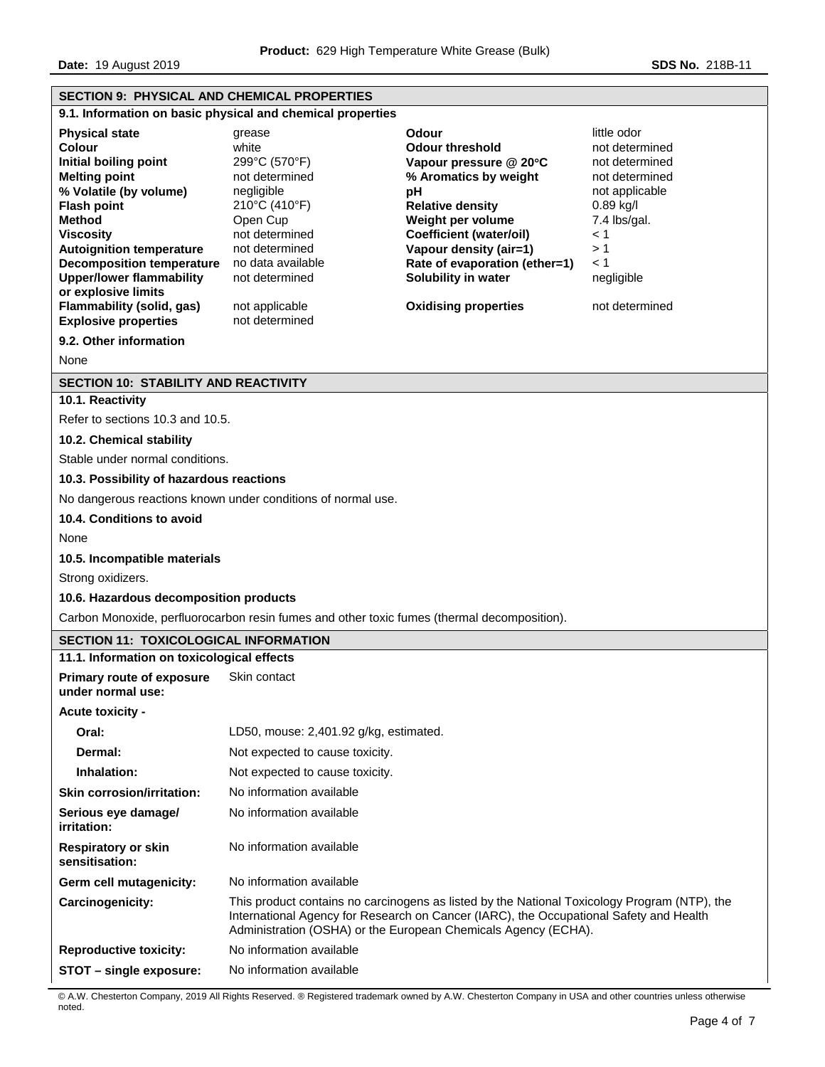## SECTION 9: PHYSICAL AND CHEMICAL PROPERTIES

### 9.1. Information on basic physical and chemical properties

| | | | |
|---|---|---|---|
| **Physical state** | grease | **Odour** | little odor |
| **Colour** | white | **Odour threshold** | not determined |
| **Initial boiling point** | 299°C (570°F) | **Vapour pressure @ 20°C** | not determined |
| **Melting point** | not determined | **% Aromatics by weight** | not determined |
| **% Volatile (by volume)** | negligible | **pH** | not applicable |
| **Flash point** | 210°C (410°F) | **Relative density** | 0.89 kg/l |
| **Method** | Open Cup | **Weight per volume** | 7.4 lbs/gal. |
| **Viscosity** | not determined | **Coefficient (water/oil)** | < 1 |
| **Autoignition temperature** | not determined | **Vapour density (air=1)** | > 1 |
| **Decomposition temperature** | no data available | **Rate of evaporation (ether=1)** | < 1 |
| **Upper/lower flammability or explosive limits** | not determined | **Solubility in water** | negligible |
| **Flammability (solid, gas)** | not applicable | **Oxidising properties** | not determined |
| **Explosive properties** | not determined | | |

### 9.2. Other information

None

## SECTION 10: STABILITY AND REACTIVITY

### 10.1. Reactivity

Refer to sections 10.3 and 10.5.

### 10.2. Chemical stability

Stable under normal conditions.

### 10.3. Possibility of hazardous reactions

No dangerous reactions known under conditions of normal use.

### 10.4. Conditions to avoid

None

### 10.5. Incompatible materials

Strong oxidizers.

### 10.6. Hazardous decomposition products

Carbon Monoxide, perfluorocarbon resin fumes and other toxic fumes (thermal decomposition).

## SECTION 11: TOXICOLOGICAL INFORMATION

### 11.1. Information on toxicological effects

| | |
|---|---|
| **Primary route of exposure under normal use:** | Skin contact |
| **Acute toxicity -** | |
| **Oral:** | LD50, mouse: 2,401.92 g/kg, estimated. |
| **Dermal:** | Not expected to cause toxicity. |
| **Inhalation:** | Not expected to cause toxicity. |
| **Skin corrosion/irritation:** | No information available |
| **Serious eye damage/ irritation:** | No information available |
| **Respiratory or skin sensitisation:** | No information available |
| **Germ cell mutagenicity:** | No information available |
| **Carcinogenicity:** | This product contains no carcinogens as listed by the National Toxicology Program (NTP), the International Agency for Research on Cancer (IARC), the Occupational Safety and Health Administration (OSHA) or the European Chemicals Agency (ECHA). |
| **Reproductive toxicity:** | No information available |
| **STOT – single exposure:** | No information available |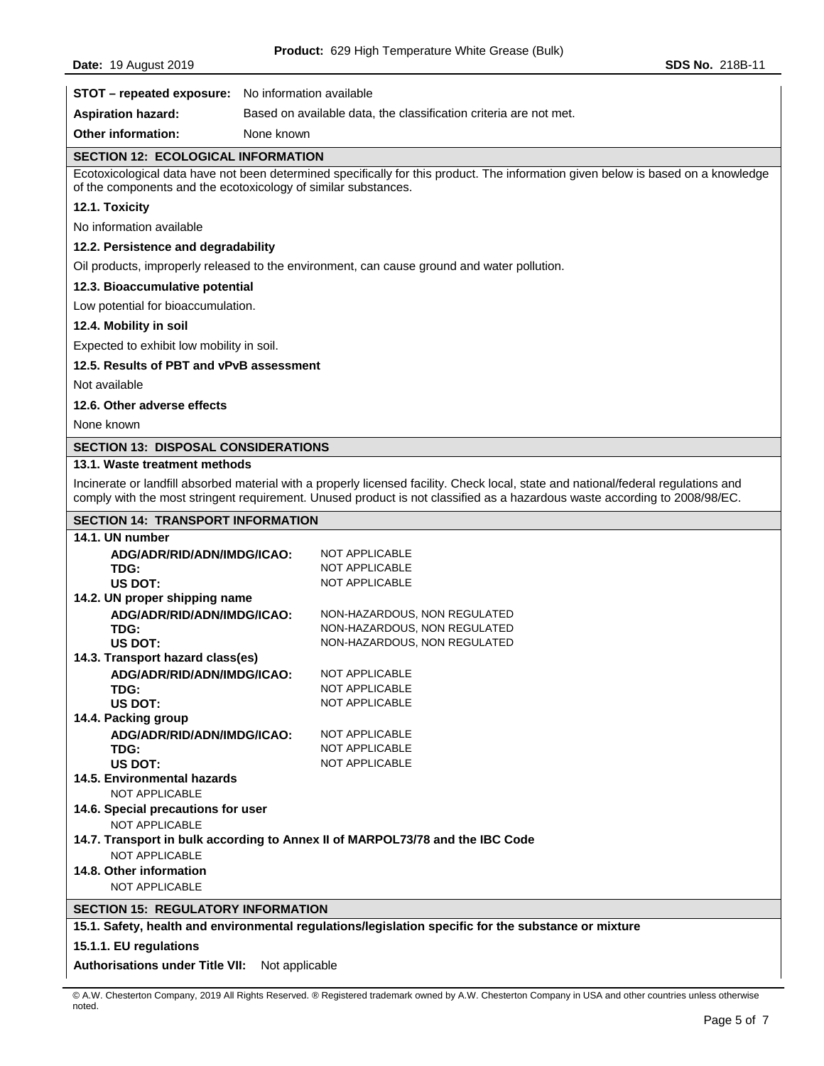**STOT – repeated exposure:** No information available

**Aspiration hazard:** Based on available data, the classification criteria are not met.

**Other information:** None known

## SECTION 12: ECOLOGICAL INFORMATION

Ecotoxicological data have not been determined specifically for this product. The information given below is based on a knowledge of the components and the ecotoxicology of similar substances.

### 12.1. Toxicity

No information available

### 12.2. Persistence and degradability

Oil products, improperly released to the environment, can cause ground and water pollution.

### 12.3. Bioaccumulative potential

Low potential for bioaccumulation.

### 12.4. Mobility in soil

Expected to exhibit low mobility in soil.

### 12.5. Results of PBT and vPvB assessment

Not available

### 12.6. Other adverse effects

None known

## SECTION 13: DISPOSAL CONSIDERATIONS

### 13.1. Waste treatment methods

Incinerate or landfill absorbed material with a properly licensed facility. Check local, state and national/federal regulations and comply with the most stringent requirement. Unused product is not classified as a hazardous waste according to 2008/98/EC.

## SECTION 14: TRANSPORT INFORMATION

### 14.1. UN number

| | |
|---|---|
| **ADG/ADR/RID/ADN/IMDG/ICAO:** | NOT APPLICABLE |
| **TDG:** | NOT APPLICABLE |
| **US DOT:** | NOT APPLICABLE |

### 14.2. UN proper shipping name

| | |
|---|---|
| **ADG/ADR/RID/ADN/IMDG/ICAO:** | NON-HAZARDOUS, NON REGULATED |
| **TDG:** | NON-HAZARDOUS, NON REGULATED |
| **US DOT:** | NON-HAZARDOUS, NON REGULATED |

### 14.3. Transport hazard class(es)

| | |
|---|---|
| **ADG/ADR/RID/ADN/IMDG/ICAO:** | NOT APPLICABLE |
| **TDG:** | NOT APPLICABLE |
| **US DOT:** | NOT APPLICABLE |

### 14.4. Packing group

| | |
|---|---|
| **ADG/ADR/RID/ADN/IMDG/ICAO:** | NOT APPLICABLE |
| **TDG:** | NOT APPLICABLE |
| **US DOT:** | NOT APPLICABLE |

### 14.5. Environmental hazards

NOT APPLICABLE

### 14.6. Special precautions for user

NOT APPLICABLE

### 14.7. Transport in bulk according to Annex II of MARPOL73/78 and the IBC Code

NOT APPLICABLE

### 14.8. Other information

NOT APPLICABLE

## SECTION 15: REGULATORY INFORMATION

### 15.1. Safety, health and environmental regulations/legislation specific for the substance or mixture

### 15.1.1. EU regulations

**Authorisations under Title VII:** Not applicable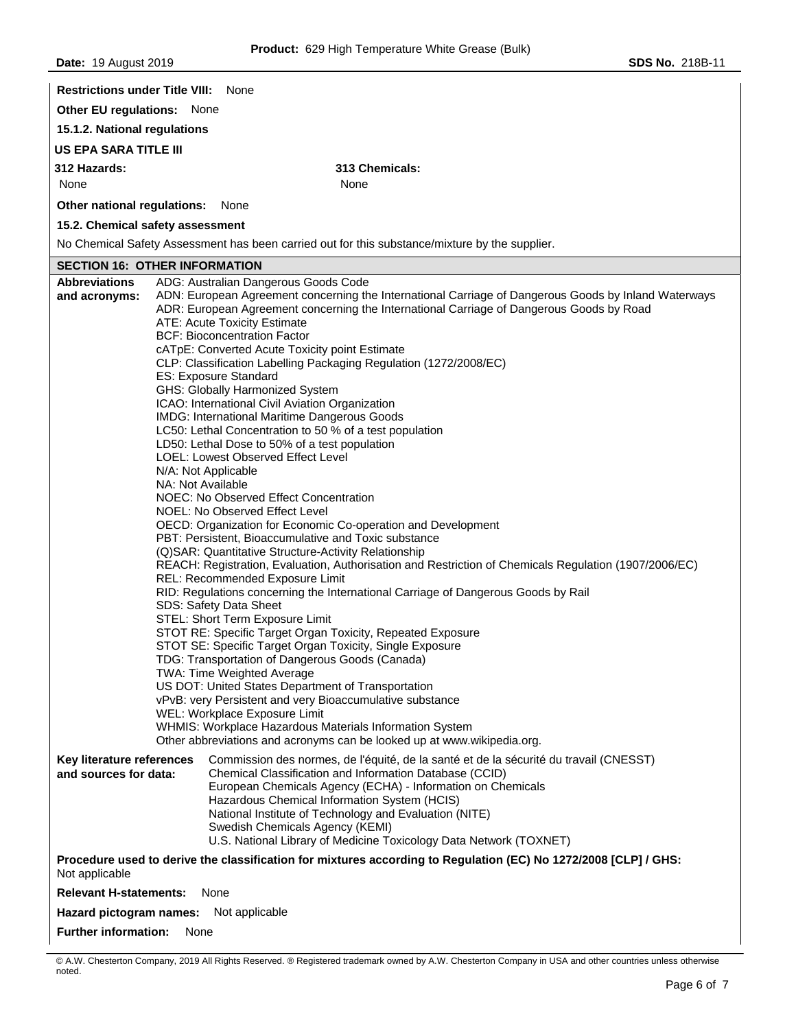**Restrictions under Title VIII:** None

**Other EU regulations:** None

**15.1.2. National regulations**

**US EPA SARA TITLE III**

| **312 Hazards:** | **313 Chemicals:** |
|---|---|
| None | None |

**Other national regulations:** None

**15.2. Chemical safety assessment**

No Chemical Safety Assessment has been carried out for this substance/mixture by the supplier.

## SECTION 16: OTHER INFORMATION

**Abbreviations and acronyms:**

ADG: Australian Dangerous Goods Code
ADN: European Agreement concerning the International Carriage of Dangerous Goods by Inland Waterways
ADR: European Agreement concerning the International Carriage of Dangerous Goods by Road
ATE: Acute Toxicity Estimate
BCF: Bioconcentration Factor
cATpE: Converted Acute Toxicity point Estimate
CLP: Classification Labelling Packaging Regulation (1272/2008/EC)
ES: Exposure Standard
GHS: Globally Harmonized System
ICAO: International Civil Aviation Organization
IMDG: International Maritime Dangerous Goods
LC50: Lethal Concentration to 50 % of a test population
LD50: Lethal Dose to 50% of a test population
LOEL: Lowest Observed Effect Level
N/A: Not Applicable
NA: Not Available
NOEC: No Observed Effect Concentration
NOEL: No Observed Effect Level
OECD: Organization for Economic Co-operation and Development
PBT: Persistent, Bioaccumulative and Toxic substance
(Q)SAR: Quantitative Structure-Activity Relationship
REACH: Registration, Evaluation, Authorisation and Restriction of Chemicals Regulation (1907/2006/EC)
REL: Recommended Exposure Limit
RID: Regulations concerning the International Carriage of Dangerous Goods by Rail
SDS: Safety Data Sheet
STEL: Short Term Exposure Limit
STOT RE: Specific Target Organ Toxicity, Repeated Exposure
STOT SE: Specific Target Organ Toxicity, Single Exposure
TDG: Transportation of Dangerous Goods (Canada)
TWA: Time Weighted Average
US DOT: United States Department of Transportation
vPvB: very Persistent and very Bioaccumulative substance
WEL: Workplace Exposure Limit
WHMIS: Workplace Hazardous Materials Information System
Other abbreviations and acronyms can be looked up at www.wikipedia.org.

**Key literature references and sources for data:**

Commission des normes, de l'équité, de la santé et de la sécurité du travail (CNESST)
Chemical Classification and Information Database (CCID)
European Chemicals Agency (ECHA) - Information on Chemicals
Hazardous Chemical Information System (HCIS)
National Institute of Technology and Evaluation (NITE)
Swedish Chemicals Agency (KEMI)
U.S. National Library of Medicine Toxicology Data Network (TOXNET)

**Procedure used to derive the classification for mixtures according to Regulation (EC) No 1272/2008 [CLP] / GHS:**
Not applicable

**Relevant H-statements:** None

**Hazard pictogram names:** Not applicable

**Further information:** None

© A.W. Chesterton Company, 2019 All Rights Reserved. ® Registered trademark owned by A.W. Chesterton Company in USA and other countries unless otherwise noted.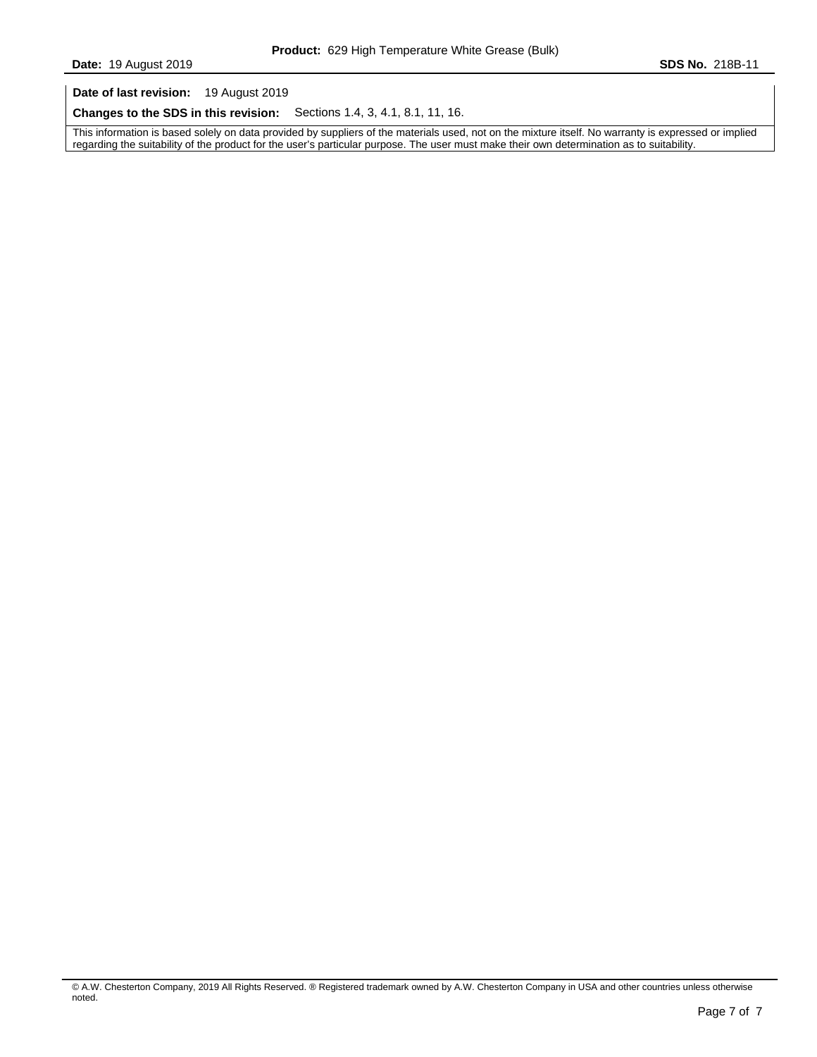**Date of last revision:** 19 August 2019

**Changes to the SDS in this revision:** Sections 1.4, 3, 4.1, 8.1, 11, 16.

This information is based solely on data provided by suppliers of the materials used, not on the mixture itself. No warranty is expressed or implied regarding the suitability of the product for the user's particular purpose. The user must make their own determination as to suitability.

© A.W. Chesterton Company, 2019 All Rights Reserved. ® Registered trademark owned by A.W. Chesterton Company in USA and other countries unless otherwise noted.